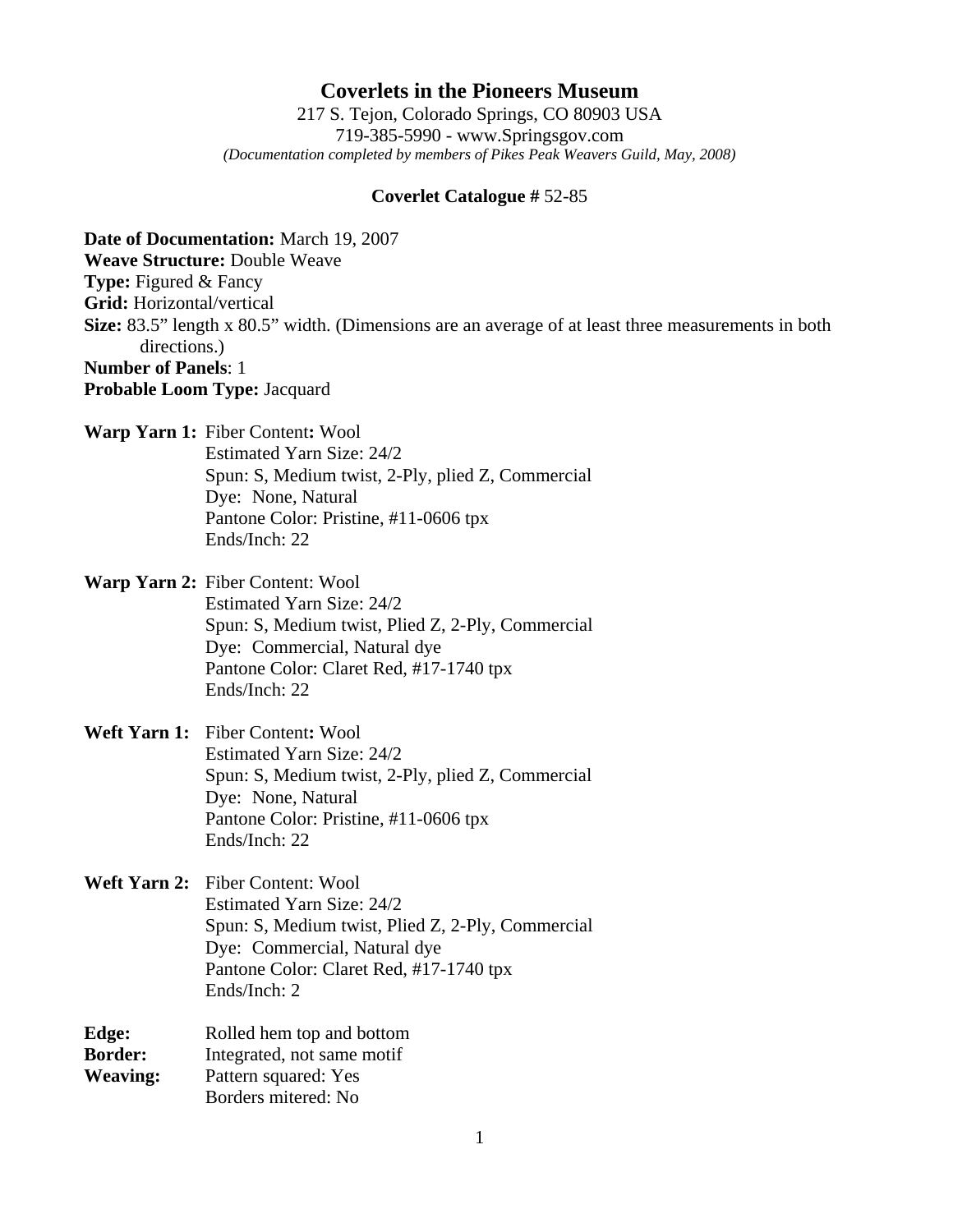# Coverlets in the Pioneers Museum

217 S. Tejon, Colorado Springs, CO 80903 USA
719-385-5990 - www.Springsgov.com
*(Documentation completed by members of Pikes Peak Weavers Guild, May, 2008)*

**Coverlet Catalogue #** 52-85

**Date of Documentation:** March 19, 2007
**Weave Structure:** Double Weave
**Type:** Figured & Fancy
**Grid:** Horizontal/vertical
**Size:** 83.5" length x 80.5" width. (Dimensions are an average of at least three measurements in both directions.)
**Number of Panels**: 1
**Probable Loom Type:** Jacquard

**Warp Yarn 1:** Fiber Content**:** Wool
Estimated Yarn Size: 24/2
Spun: S, Medium twist, 2-Ply, plied Z, Commercial
Dye: None, Natural
Pantone Color: Pristine, #11-0606 tpx
Ends/Inch: 22

**Warp Yarn 2:** Fiber Content: Wool
Estimated Yarn Size: 24/2
Spun: S, Medium twist, Plied Z, 2-Ply, Commercial
Dye: Commercial, Natural dye
Pantone Color: Claret Red, #17-1740 tpx
Ends/Inch: 22

**Weft Yarn 1:** Fiber Content**:** Wool
Estimated Yarn Size: 24/2
Spun: S, Medium twist, 2-Ply, plied Z, Commercial
Dye: None, Natural
Pantone Color: Pristine, #11-0606 tpx
Ends/Inch: 22

**Weft Yarn 2:** Fiber Content: Wool
Estimated Yarn Size: 24/2
Spun: S, Medium twist, Plied Z, 2-Ply, Commercial
Dye: Commercial, Natural dye
Pantone Color: Claret Red, #17-1740 tpx
Ends/Inch: 2

**Edge:** Rolled hem top and bottom
**Border:** Integrated, not same motif
**Weaving:** Pattern squared: Yes
Borders mitered: No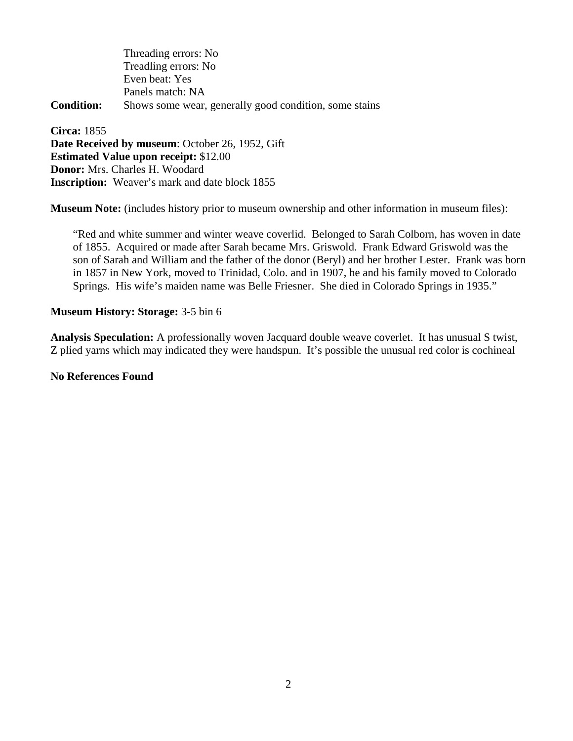Threading errors: No
Treadling errors: No
Even beat: Yes
Panels match: NA

**Condition:** Shows some wear, generally good condition, some stains

**Circa:** 1855
**Date Received by museum**: October 26, 1952, Gift
**Estimated Value upon receipt:** $12.00
**Donor:** Mrs. Charles H. Woodard
**Inscription:** Weaver's mark and date block 1855

**Museum Note:** (includes history prior to museum ownership and other information in museum files):

> "Red and white summer and winter weave coverlid. Belonged to Sarah Colborn, has woven in date of 1855. Acquired or made after Sarah became Mrs. Griswold. Frank Edward Griswold was the son of Sarah and William and the father of the donor (Beryl) and her brother Lester. Frank was born in 1857 in New York, moved to Trinidad, Colo. and in 1907, he and his family moved to Colorado Springs. His wife's maiden name was Belle Friesner. She died in Colorado Springs in 1935."

**Museum History: Storage:** 3-5 bin 6

**Analysis Speculation:** A professionally woven Jacquard double weave coverlet. It has unusual S twist, Z plied yarns which may indicated they were handspun. It's possible the unusual red color is cochineal

**No References Found**